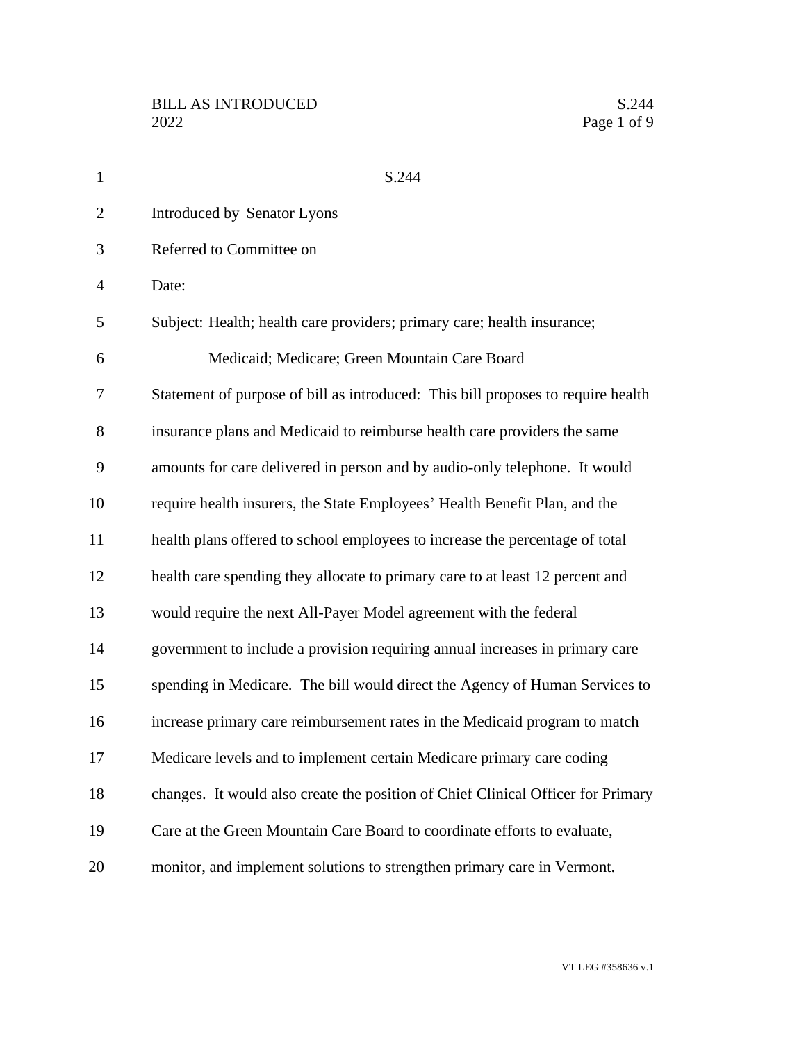S.244

Introduced by Senator Lyons

Referred to Committee on

Date:

Subject: Health; health care providers; primary care; health insurance; Medicaid; Medicare; Green Mountain Care Board

Statement of purpose of bill as introduced: This bill proposes to require health insurance plans and Medicaid to reimburse health care providers the same amounts for care delivered in person and by audio-only telephone. It would require health insurers, the State Employees' Health Benefit Plan, and the health plans offered to school employees to increase the percentage of total health care spending they allocate to primary care to at least 12 percent and would require the next All-Payer Model agreement with the federal government to include a provision requiring annual increases in primary care spending in Medicare. The bill would direct the Agency of Human Services to increase primary care reimbursement rates in the Medicaid program to match Medicare levels and to implement certain Medicare primary care coding changes. It would also create the position of Chief Clinical Officer for Primary Care at the Green Mountain Care Board to coordinate efforts to evaluate, monitor, and implement solutions to strengthen primary care in Vermont.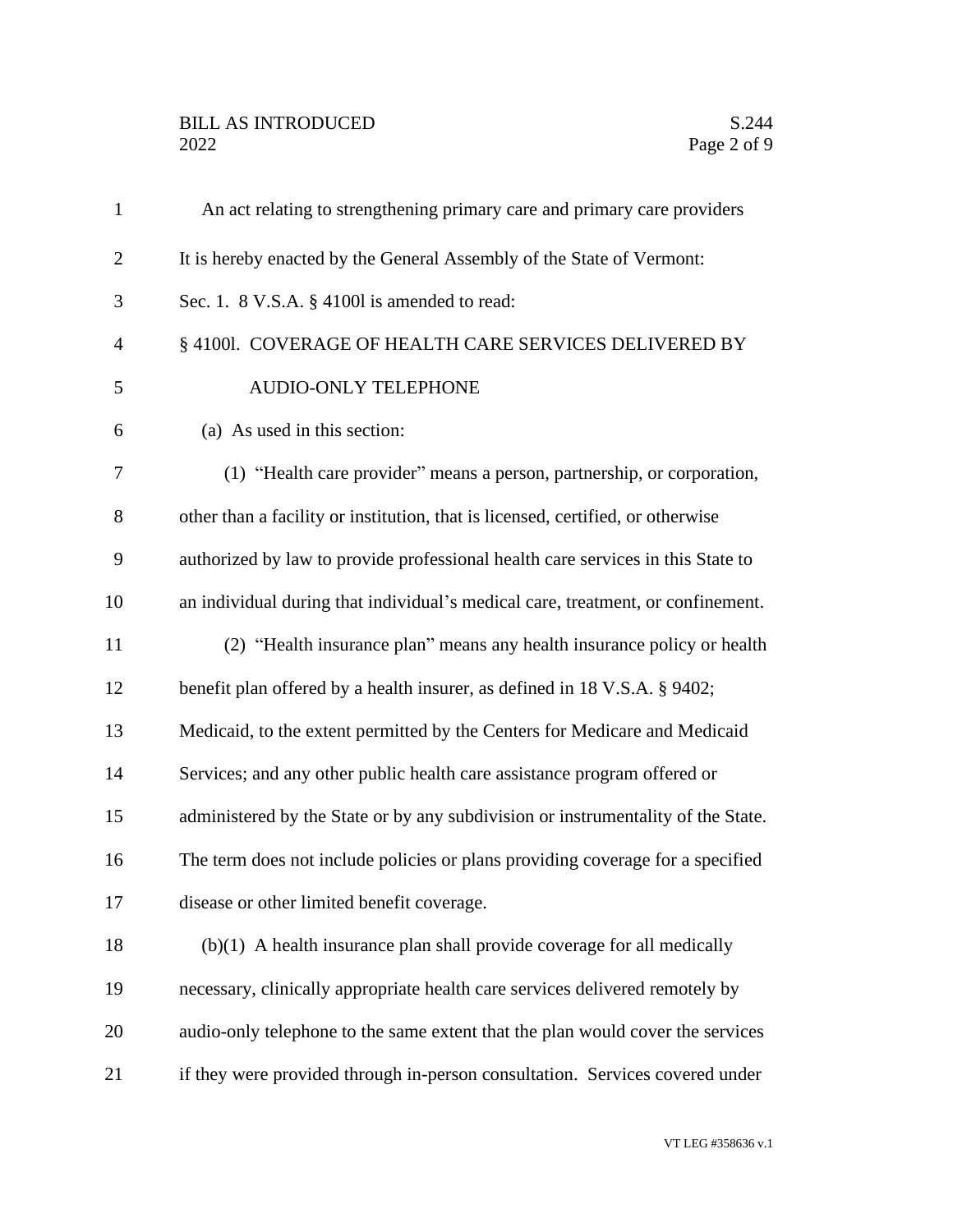An act relating to strengthening primary care and primary care providers

It is hereby enacted by the General Assembly of the State of Vermont:

Sec. 1. 8 V.S.A. § 4100l is amended to read:

§ 4100l. COVERAGE OF HEALTH CARE SERVICES DELIVERED BY AUDIO-ONLY TELEPHONE

(a) As used in this section:

(1) "Health care provider" means a person, partnership, or corporation, other than a facility or institution, that is licensed, certified, or otherwise authorized by law to provide professional health care services in this State to an individual during that individual's medical care, treatment, or confinement.

(2) "Health insurance plan" means any health insurance policy or health benefit plan offered by a health insurer, as defined in 18 V.S.A. § 9402; Medicaid, to the extent permitted by the Centers for Medicare and Medicaid Services; and any other public health care assistance program offered or administered by the State or by any subdivision or instrumentality of the State. The term does not include policies or plans providing coverage for a specified disease or other limited benefit coverage.

(b)(1) A health insurance plan shall provide coverage for all medically necessary, clinically appropriate health care services delivered remotely by audio-only telephone to the same extent that the plan would cover the services if they were provided through in-person consultation. Services covered under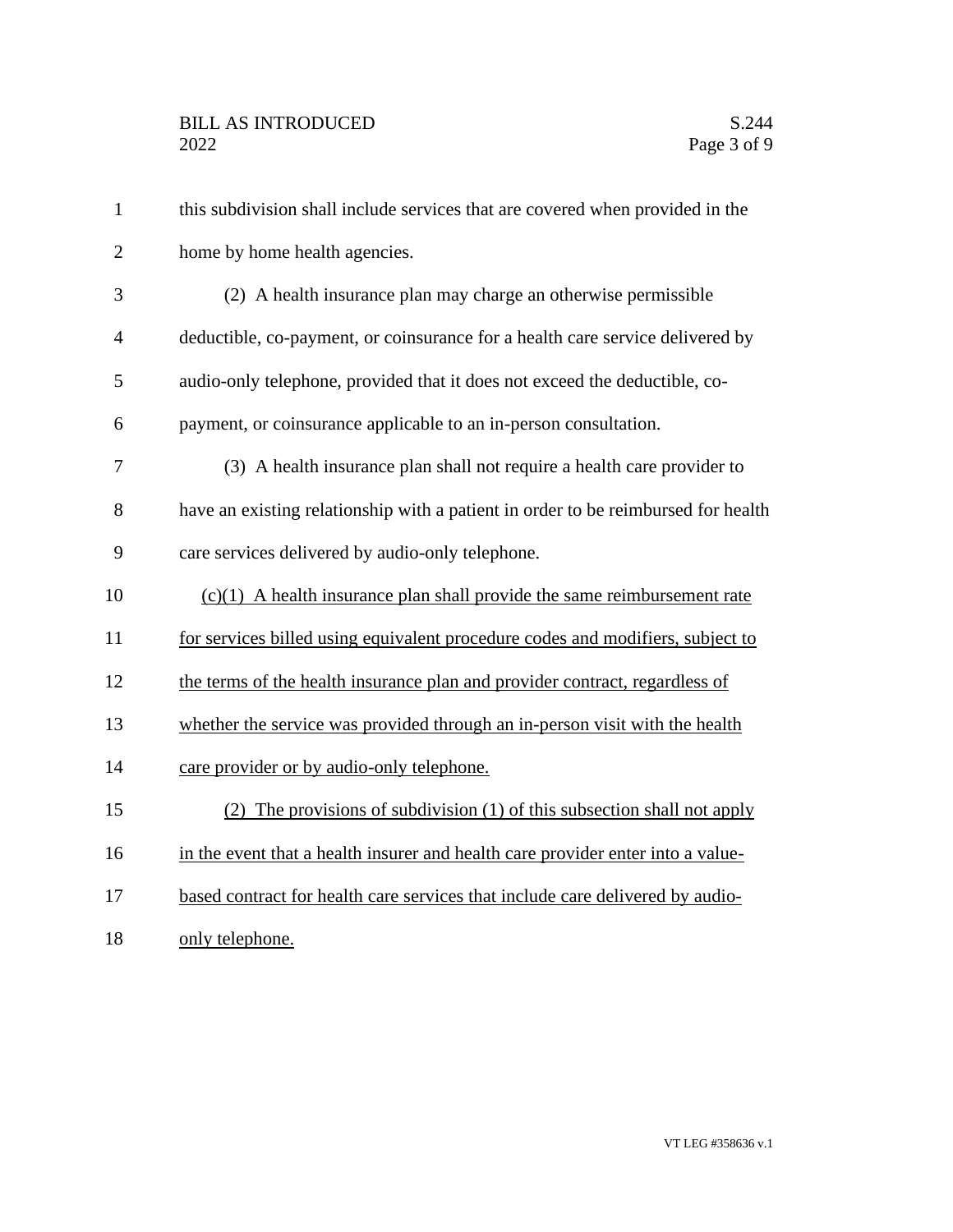this subdivision shall include services that are covered when provided in the home by home health agencies.

(2) A health insurance plan may charge an otherwise permissible deductible, co-payment, or coinsurance for a health care service delivered by audio-only telephone, provided that it does not exceed the deductible, co-payment, or coinsurance applicable to an in-person consultation.

(3) A health insurance plan shall not require a health care provider to have an existing relationship with a patient in order to be reimbursed for health care services delivered by audio-only telephone.

<u>(c)(1) A health insurance plan shall provide the same reimbursement rate for services billed using equivalent procedure codes and modifiers, subject to the terms of the health insurance plan and provider contract, regardless of whether the service was provided through an in-person visit with the health care provider or by audio-only telephone.</u>

<u>(2) The provisions of subdivision (1) of this subsection shall not apply in the event that a health insurer and health care provider enter into a value-based contract for health care services that include care delivered by audio-only telephone.</u>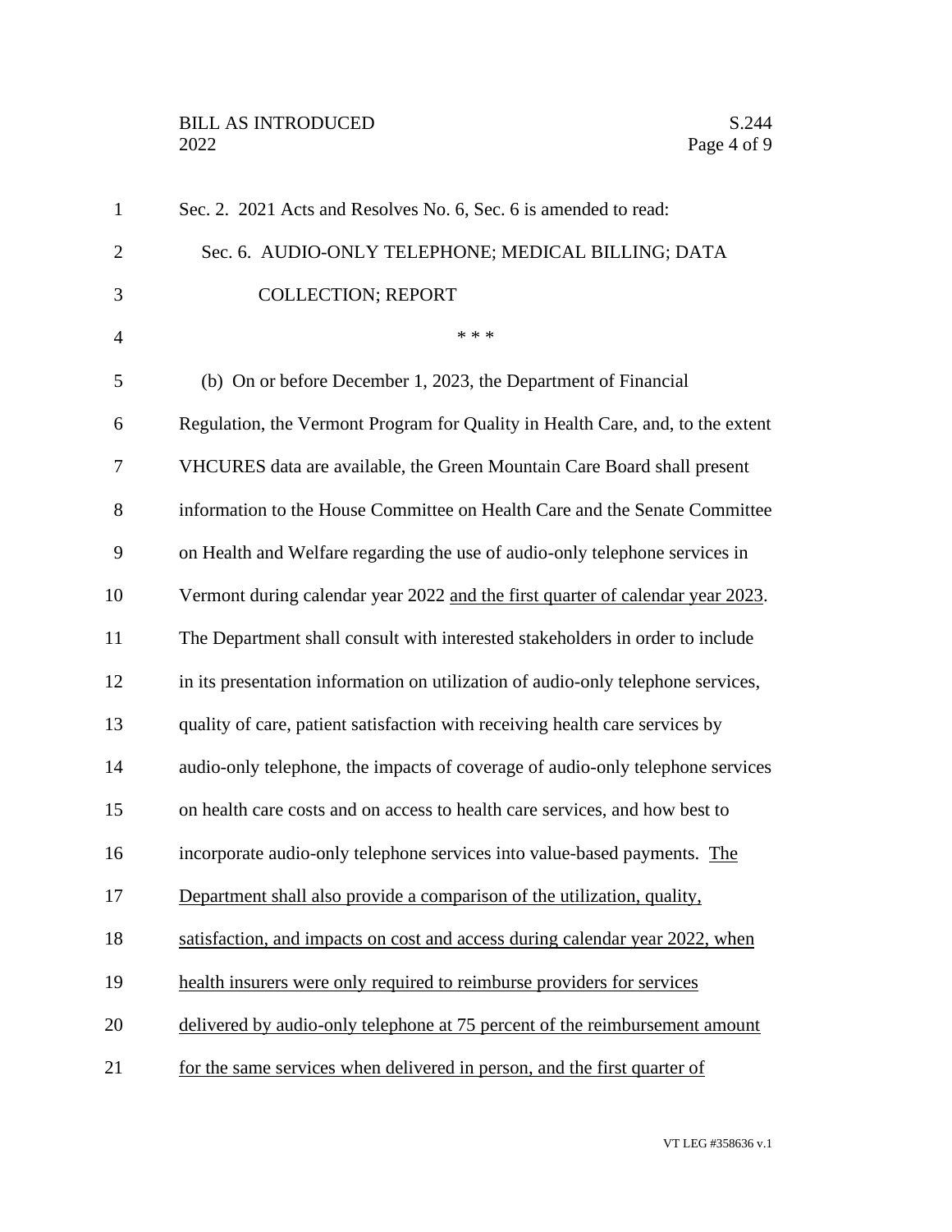Sec. 2. 2021 Acts and Resolves No. 6, Sec. 6 is amended to read:

Sec. 6. AUDIO-ONLY TELEPHONE; MEDICAL BILLING; DATA COLLECTION; REPORT

\* \* \*

(b) On or before December 1, 2023, the Department of Financial Regulation, the Vermont Program for Quality in Health Care, and, to the extent VHCURES data are available, the Green Mountain Care Board shall present information to the House Committee on Health Care and the Senate Committee on Health and Welfare regarding the use of audio-only telephone services in Vermont during calendar year 2022 <u>and the first quarter of calendar year 2023</u>. The Department shall consult with interested stakeholders in order to include in its presentation information on utilization of audio-only telephone services, quality of care, patient satisfaction with receiving health care services by audio-only telephone, the impacts of coverage of audio-only telephone services on health care costs and on access to health care services, and how best to incorporate audio-only telephone services into value-based payments. <u>The Department shall also provide a comparison of the utilization, quality, satisfaction, and impacts on cost and access during calendar year 2022, when health insurers were only required to reimburse providers for services delivered by audio-only telephone at 75 percent of the reimbursement amount for the same services when delivered in person, and the first quarter of</u>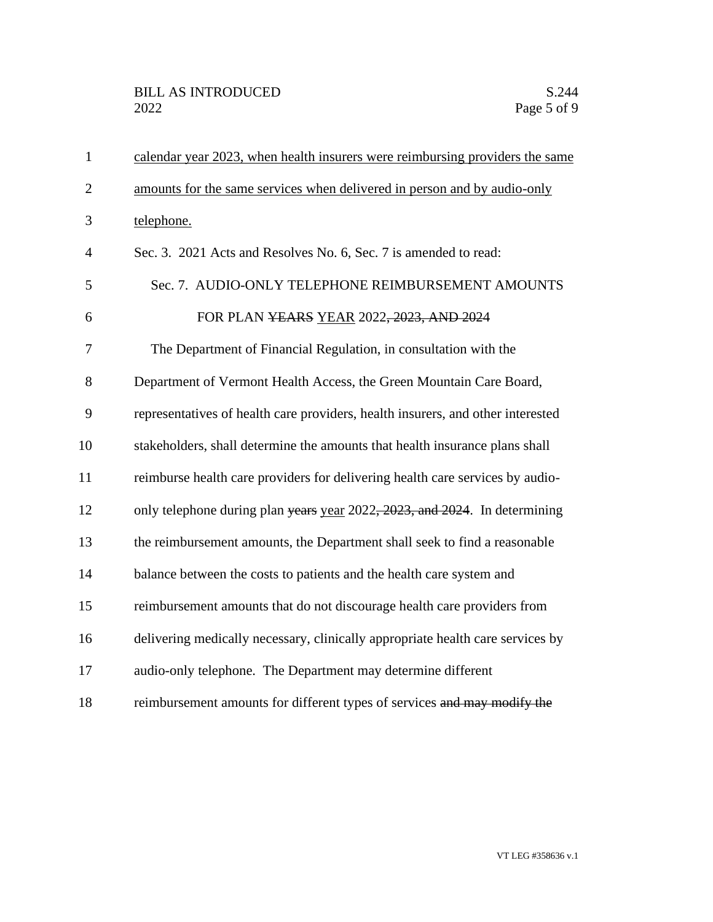calendar year 2023, when health insurers were reimbursing providers the same amounts for the same services when delivered in person and by audio-only telephone.

Sec. 3. 2021 Acts and Resolves No. 6, Sec. 7 is amended to read:

Sec. 7. AUDIO-ONLY TELEPHONE REIMBURSEMENT AMOUNTS FOR PLAN ~~YEARS~~ YEAR 2022~~, 2023, AND 2024~~

The Department of Financial Regulation, in consultation with the Department of Vermont Health Access, the Green Mountain Care Board, representatives of health care providers, health insurers, and other interested stakeholders, shall determine the amounts that health insurance plans shall reimburse health care providers for delivering health care services by audio-only telephone during plan ~~years~~ year 2022~~, 2023, and 2024~~. In determining the reimbursement amounts, the Department shall seek to find a reasonable balance between the costs to patients and the health care system and reimbursement amounts that do not discourage health care providers from delivering medically necessary, clinically appropriate health care services by audio-only telephone. The Department may determine different reimbursement amounts for different types of services ~~and may modify the~~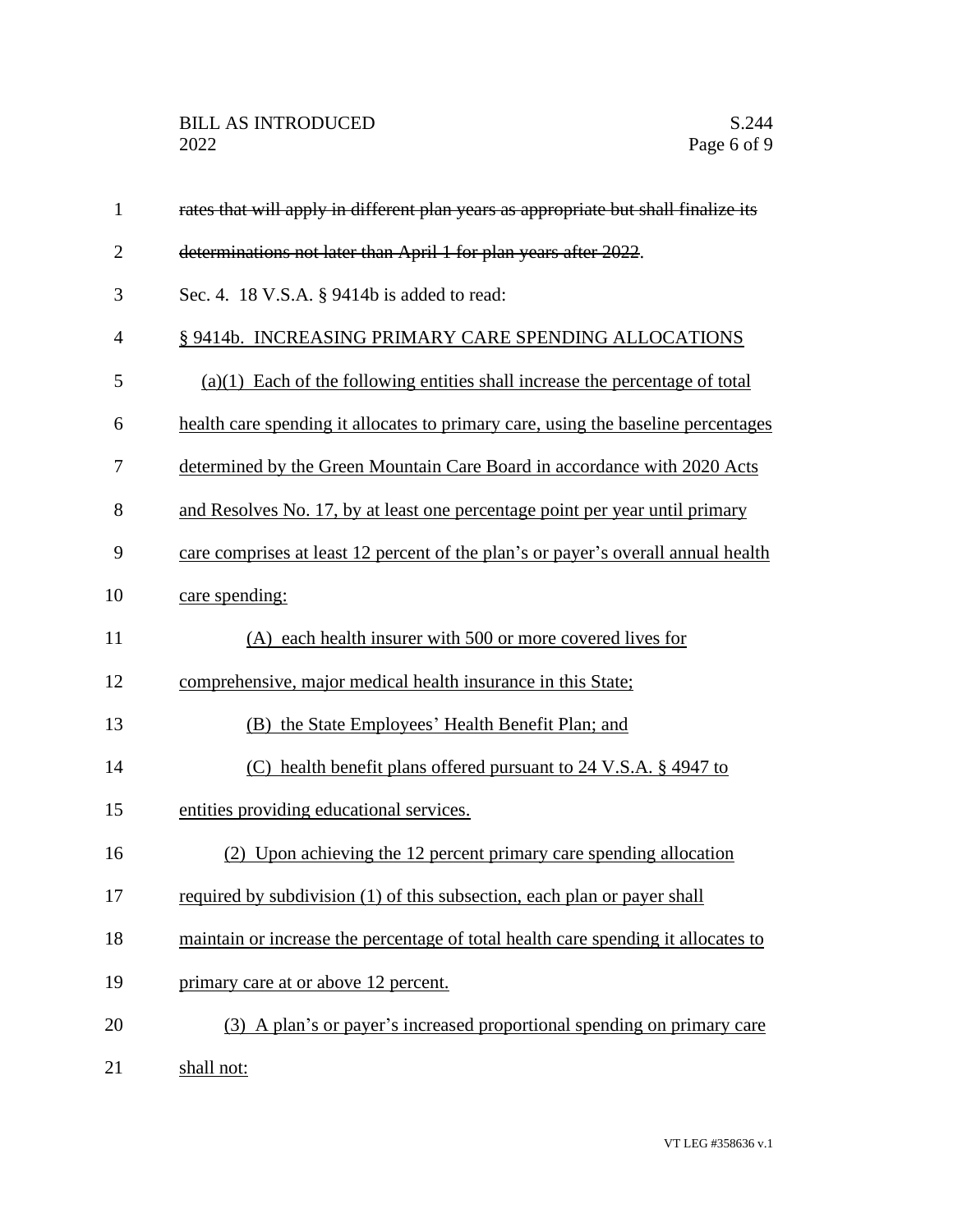~~rates that will apply in different plan years as appropriate but shall finalize its determinations not later than April 1 for plan years after 2022~~.

Sec. 4. 18 V.S.A. § 9414b is added to read:

§ 9414b. INCREASING PRIMARY CARE SPENDING ALLOCATIONS

(a)(1) Each of the following entities shall increase the percentage of total health care spending it allocates to primary care, using the baseline percentages determined by the Green Mountain Care Board in accordance with 2020 Acts and Resolves No. 17, by at least one percentage point per year until primary care comprises at least 12 percent of the plan's or payer's overall annual health care spending:

(A) each health insurer with 500 or more covered lives for comprehensive, major medical health insurance in this State;

(B) the State Employees' Health Benefit Plan; and

(C) health benefit plans offered pursuant to 24 V.S.A. § 4947 to entities providing educational services.

(2) Upon achieving the 12 percent primary care spending allocation required by subdivision (1) of this subsection, each plan or payer shall maintain or increase the percentage of total health care spending it allocates to primary care at or above 12 percent.

(3) A plan's or payer's increased proportional spending on primary care shall not: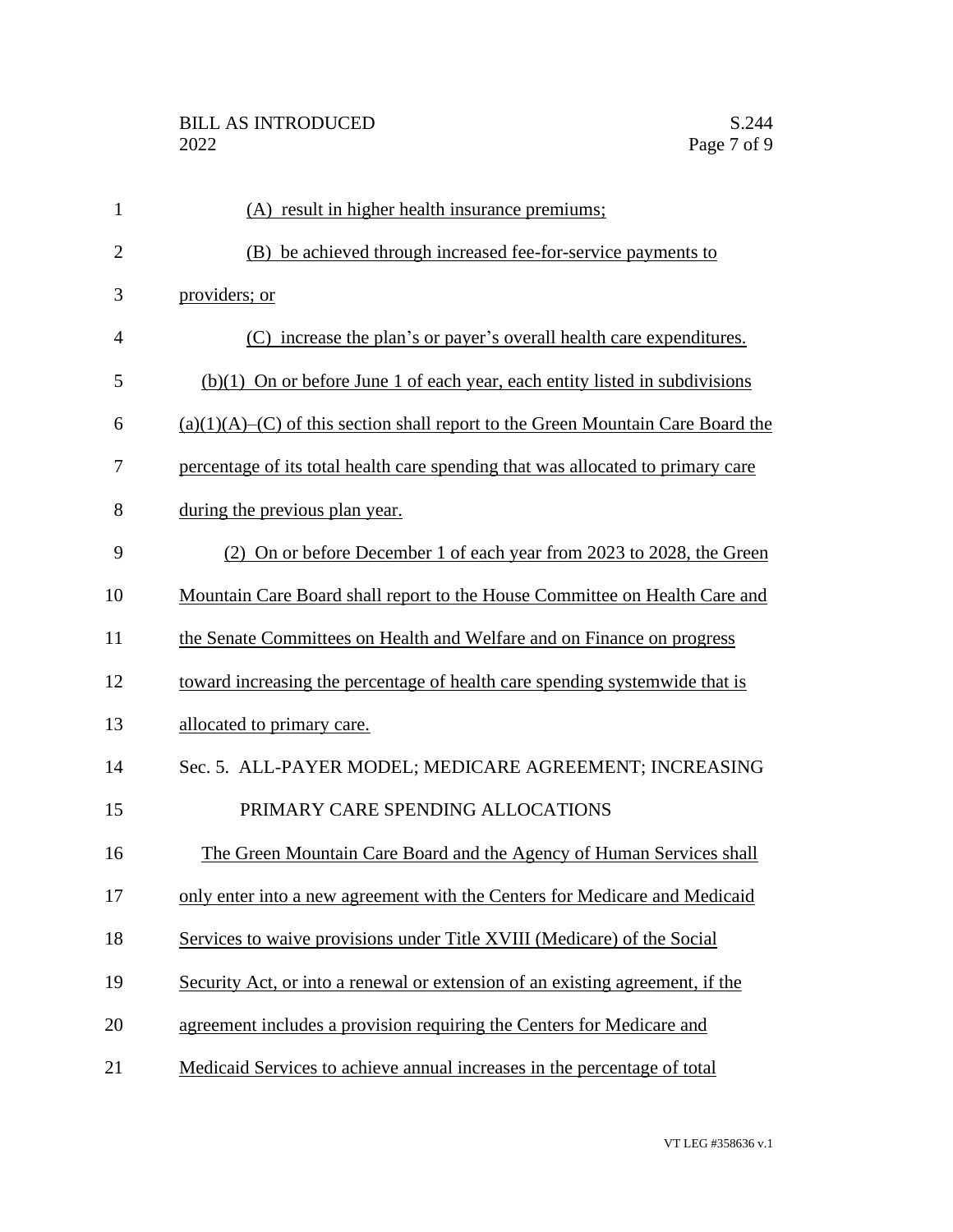(A) result in higher health insurance premiums;

(B) be achieved through increased fee-for-service payments to providers; or

(C) increase the plan's or payer's overall health care expenditures.

(b)(1) On or before June 1 of each year, each entity listed in subdivisions (a)(1)(A)–(C) of this section shall report to the Green Mountain Care Board the percentage of its total health care spending that was allocated to primary care during the previous plan year.

(2) On or before December 1 of each year from 2023 to 2028, the Green Mountain Care Board shall report to the House Committee on Health Care and the Senate Committees on Health and Welfare and on Finance on progress toward increasing the percentage of health care spending systemwide that is allocated to primary care.

Sec. 5. ALL-PAYER MODEL; MEDICARE AGREEMENT; INCREASING PRIMARY CARE SPENDING ALLOCATIONS

The Green Mountain Care Board and the Agency of Human Services shall only enter into a new agreement with the Centers for Medicare and Medicaid Services to waive provisions under Title XVIII (Medicare) of the Social Security Act, or into a renewal or extension of an existing agreement, if the agreement includes a provision requiring the Centers for Medicare and Medicaid Services to achieve annual increases in the percentage of total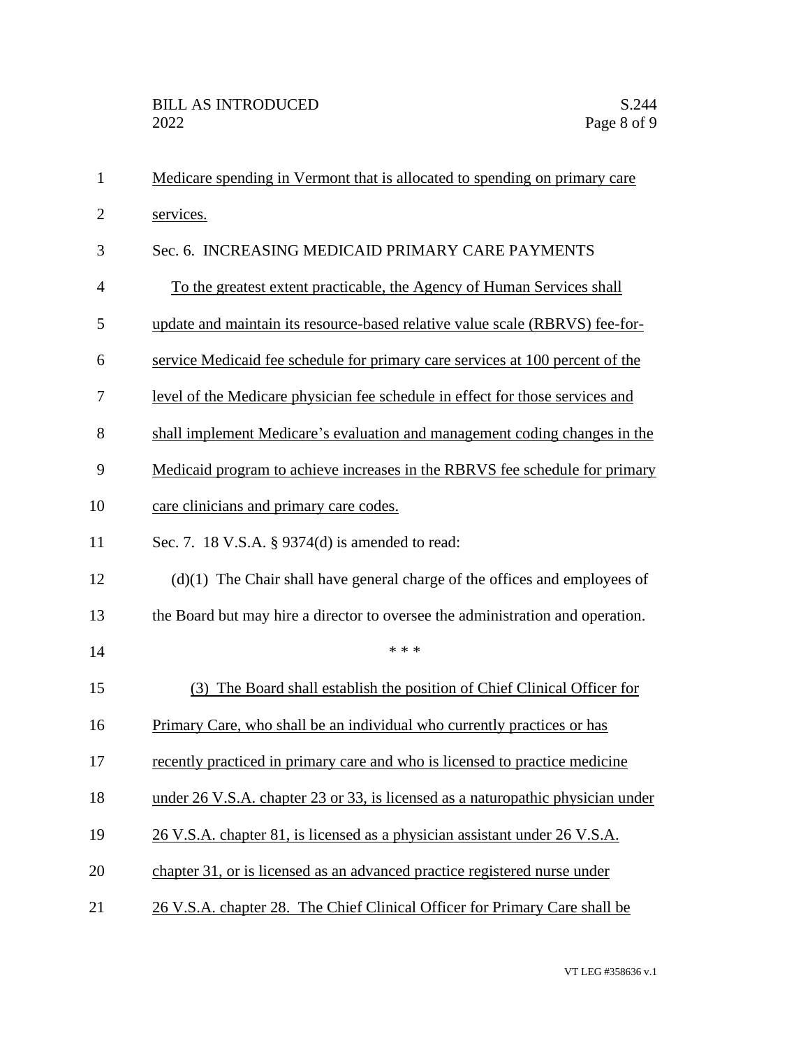Medicare spending in Vermont that is allocated to spending on primary care services.

Sec. 6. INCREASING MEDICAID PRIMARY CARE PAYMENTS

To the greatest extent practicable, the Agency of Human Services shall update and maintain its resource-based relative value scale (RBRVS) fee-for-service Medicaid fee schedule for primary care services at 100 percent of the level of the Medicare physician fee schedule in effect for those services and shall implement Medicare's evaluation and management coding changes in the Medicaid program to achieve increases in the RBRVS fee schedule for primary care clinicians and primary care codes.

Sec. 7. 18 V.S.A. § 9374(d) is amended to read:

(d)(1) The Chair shall have general charge of the offices and employees of the Board but may hire a director to oversee the administration and operation.

\* \* \*

(3) The Board shall establish the position of Chief Clinical Officer for Primary Care, who shall be an individual who currently practices or has recently practiced in primary care and who is licensed to practice medicine under 26 V.S.A. chapter 23 or 33, is licensed as a naturopathic physician under 26 V.S.A. chapter 81, is licensed as a physician assistant under 26 V.S.A. chapter 31, or is licensed as an advanced practice registered nurse under 26 V.S.A. chapter 28. The Chief Clinical Officer for Primary Care shall be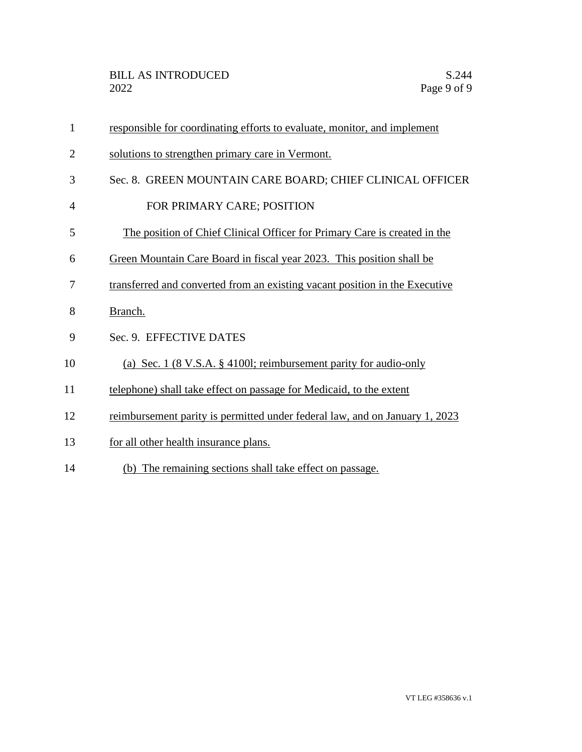responsible for coordinating efforts to evaluate, monitor, and implement solutions to strengthen primary care in Vermont.

Sec. 8. GREEN MOUNTAIN CARE BOARD; CHIEF CLINICAL OFFICER FOR PRIMARY CARE; POSITION

The position of Chief Clinical Officer for Primary Care is created in the Green Mountain Care Board in fiscal year 2023. This position shall be transferred and converted from an existing vacant position in the Executive Branch.

Sec. 9. EFFECTIVE DATES

(a) Sec. 1 (8 V.S.A. § 4100l; reimbursement parity for audio-only telephone) shall take effect on passage for Medicaid, to the extent reimbursement parity is permitted under federal law, and on January 1, 2023 for all other health insurance plans.

(b) The remaining sections shall take effect on passage.